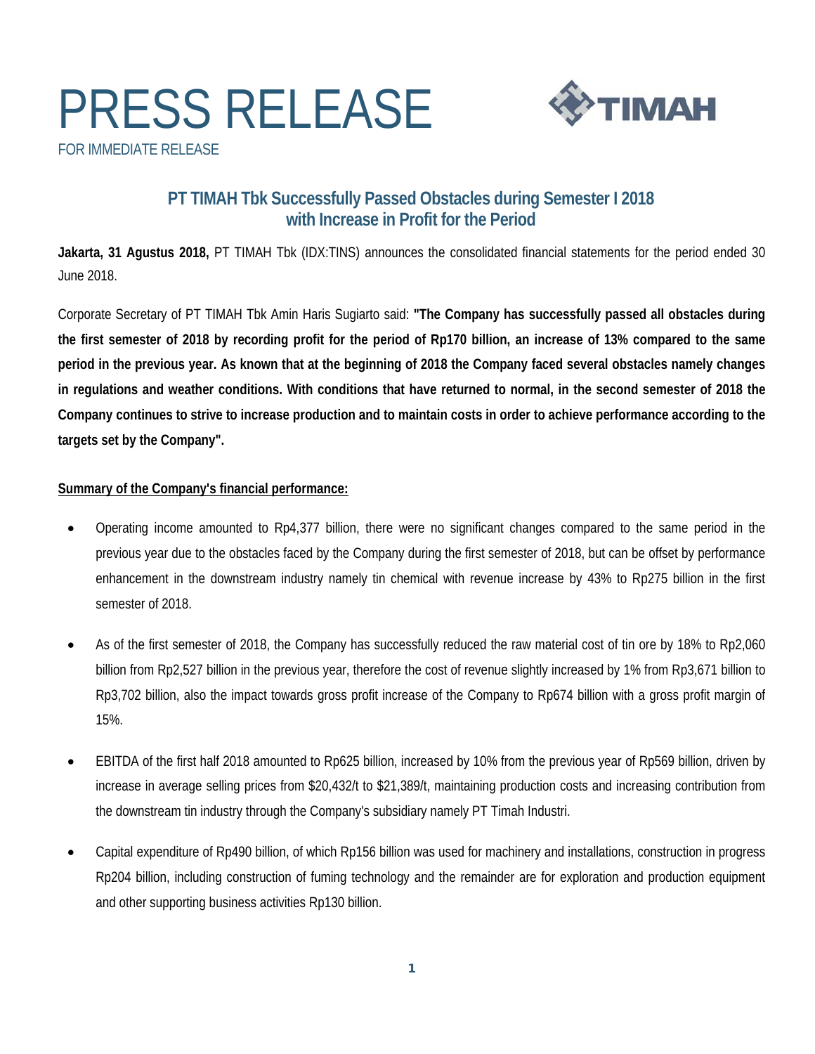# PRESS RELEASE

FOR IMMEDIATE RELEASE

## PT TIMAH Tbk Successfully Passed Obstacles during Semester I 2018 with Increase in Profit for the Period

**Jakarta, 31 Agustus 2018,** PT TIMAH Tbk (IDX:TINS) announces the consolidated financial statements for the period ended 30 June 2018.

Corporate Secretary of PT TIMAH Tbk Amin Haris Sugiarto said: **"The Company has successfully passed all obstacles during the first semester of 2018 by recording profit for the period of Rp170 billion, an increase of 13% compared to the same period in the previous year. As known that at the beginning of 2018 the Company faced several obstacles namely changes in regulations and weather conditions. With conditions that have returned to normal, in the second semester of 2018 the Company continues to strive to increase production and to maintain costs in order to achieve performance according to the targets set by the Company".**

**Summary of the Company's financial performance:**

- Operating income amounted to Rp4,377 billion, there were no significant changes compared to the same period in the previous year due to the obstacles faced by the Company during the first semester of 2018, but can be offset by performance enhancement in the downstream industry namely tin chemical with revenue increase by 43% to Rp275 billion in the first semester of 2018.

- As of the first semester of 2018, the Company has successfully reduced the raw material cost of tin ore by 18% to Rp2,060 billion from Rp2,527 billion in the previous year, therefore the cost of revenue slightly increased by 1% from Rp3,671 billion to Rp3,702 billion, also the impact towards gross profit increase of the Company to Rp674 billion with a gross profit margin of 15%.

- EBITDA of the first half 2018 amounted to Rp625 billion, increased by 10% from the previous year of Rp569 billion, driven by increase in average selling prices from $20,432/t to $21,389/t, maintaining production costs and increasing contribution from the downstream tin industry through the Company's subsidiary namely PT Timah Industri.

- Capital expenditure of Rp490 billion, of which Rp156 billion was used for machinery and installations, construction in progress Rp204 billion, including construction of fuming technology and the remainder are for exploration and production equipment and other supporting business activities Rp130 billion.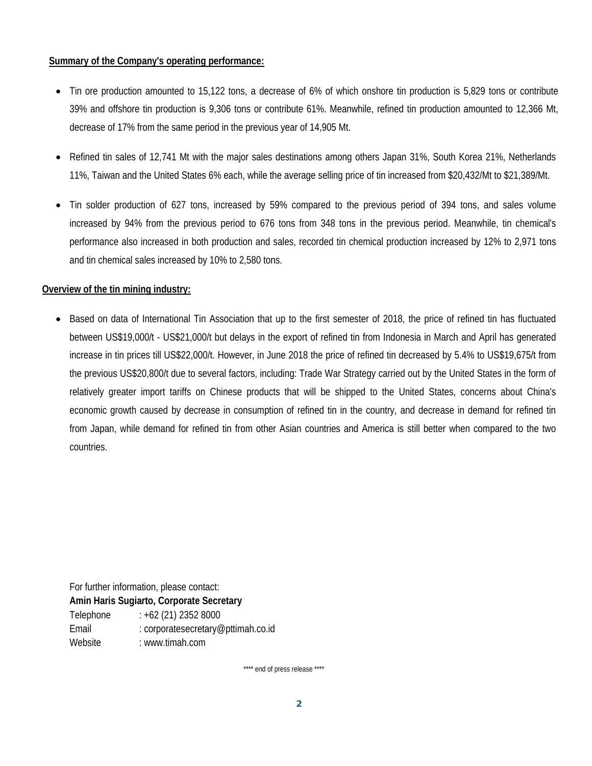**Summary of the Company's operating performance:**

- Tin ore production amounted to 15,122 tons, a decrease of 6% of which onshore tin production is 5,829 tons or contribute 39% and offshore tin production is 9,306 tons or contribute 61%. Meanwhile, refined tin production amounted to 12,366 Mt, decrease of 17% from the same period in the previous year of 14,905 Mt.
- Refined tin sales of 12,741 Mt with the major sales destinations among others Japan 31%, South Korea 21%, Netherlands 11%, Taiwan and the United States 6% each, while the average selling price of tin increased from $20,432/Mt to $21,389/Mt.
- Tin solder production of 627 tons, increased by 59% compared to the previous period of 394 tons, and sales volume increased by 94% from the previous period to 676 tons from 348 tons in the previous period. Meanwhile, tin chemical's performance also increased in both production and sales, recorded tin chemical production increased by 12% to 2,971 tons and tin chemical sales increased by 10% to 2,580 tons.

**Overview of the tin mining industry:**

- Based on data of International Tin Association that up to the first semester of 2018, the price of refined tin has fluctuated between US$19,000/t - US$21,000/t but delays in the export of refined tin from Indonesia in March and April has generated increase in tin prices till US$22,000/t. However, in June 2018 the price of refined tin decreased by 5.4% to US$19,675/t from the previous US$20,800/t due to several factors, including: Trade War Strategy carried out by the United States in the form of relatively greater import tariffs on Chinese products that will be shipped to the United States, concerns about China's economic growth caused by decrease in consumption of refined tin in the country, and decrease in demand for refined tin from Japan, while demand for refined tin from other Asian countries and America is still better when compared to the two countries.

For further information, please contact:
**Amin Haris Sugiarto, Corporate Secretary**
Telephone : +62 (21) 2352 8000
Email : corporatesecretary@pttimah.co.id
Website : www.timah.com

**** end of press release ****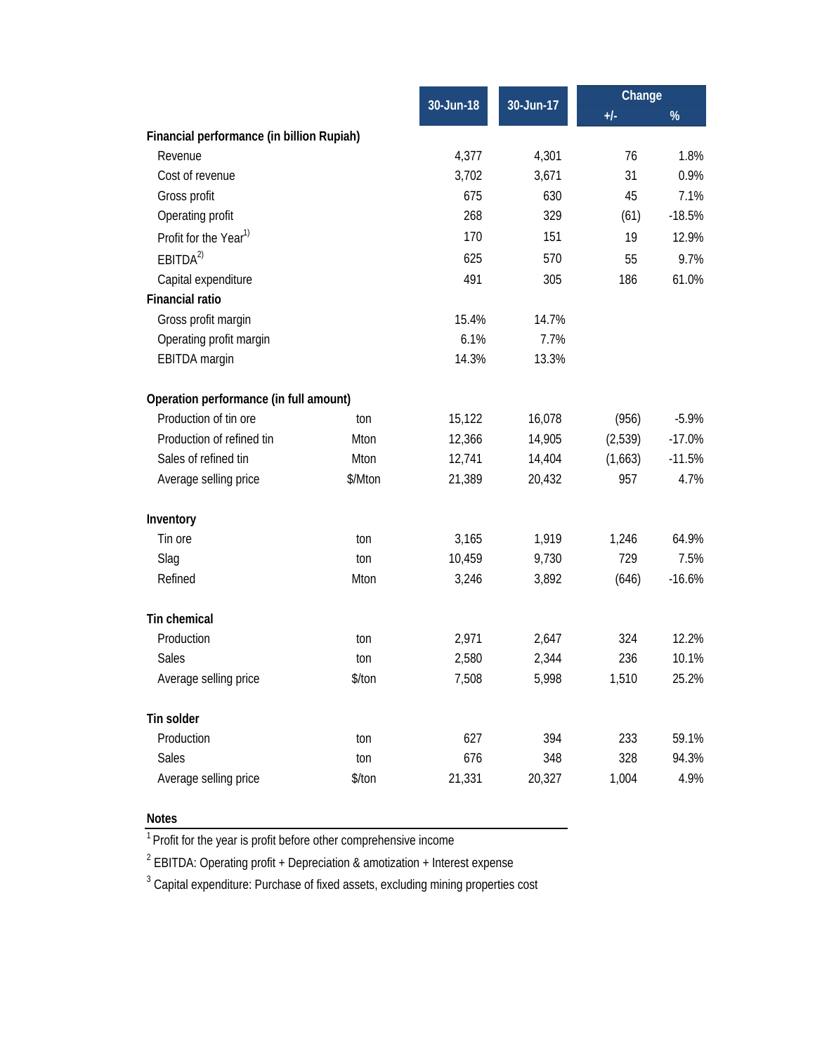| | Unit | 30-Jun-18 | 30-Jun-17 | Change | |
|---|---|---|---|---|---|
| | | | | +/- | % |
| **Financial performance (in billion Rupiah)** | | | | | |
| Revenue | | 4,377 | 4,301 | 76 | 1.8% |
| Cost of revenue | | 3,702 | 3,671 | 31 | 0.9% |
| Gross profit | | 675 | 630 | 45 | 7.1% |
| Operating profit | | 268 | 329 | (61) | -18.5% |
| Profit for the Year[1)] | | 170 | 151 | 19 | 12.9% |
| EBITDA[2)] | | 625 | 570 | 55 | 9.7% |
| Capital expenditure | | 491 | 305 | 186 | 61.0% |
| **Financial ratio** | | | | | |
| Gross profit margin | | 15.4% | 14.7% | | |
| Operating profit margin | | 6.1% | 7.7% | | |
| EBITDA margin | | 14.3% | 13.3% | | |
| | | | | | |
| **Operation performance (in full amount)** | | | | | |
| Production of tin ore | ton | 15,122 | 16,078 | (956) | -5.9% |
| Production of refined tin | Mton | 12,366 | 14,905 | (2,539) | -17.0% |
| Sales of refined tin | Mton | 12,741 | 14,404 | (1,663) | -11.5% |
| Average selling price | $/Mton | 21,389 | 20,432 | 957 | 4.7% |
| | | | | | |
| **Inventory** | | | | | |
| Tin ore | ton | 3,165 | 1,919 | 1,246 | 64.9% |
| Slag | ton | 10,459 | 9,730 | 729 | 7.5% |
| Refined | Mton | 3,246 | 3,892 | (646) | -16.6% |
| | | | | | |
| **Tin chemical** | | | | | |
| Production | ton | 2,971 | 2,647 | 324 | 12.2% |
| Sales | ton | 2,580 | 2,344 | 236 | 10.1% |
| Average selling price | $/ton | 7,508 | 5,998 | 1,510 | 25.2% |
| | | | | | |
| **Tin solder** | | | | | |
| Production | ton | 627 | 394 | 233 | 59.1% |
| Sales | ton | 676 | 348 | 328 | 94.3% |
| Average selling price | $/ton | 21,331 | 20,327 | 1,004 | 4.9% |

**Notes**

[1] Profit for the year is profit before other comprehensive income

[2] EBITDA: Operating profit + Depreciation & amotization + Interest expense

[3] Capital expenditure: Purchase of fixed assets, excluding mining properties cost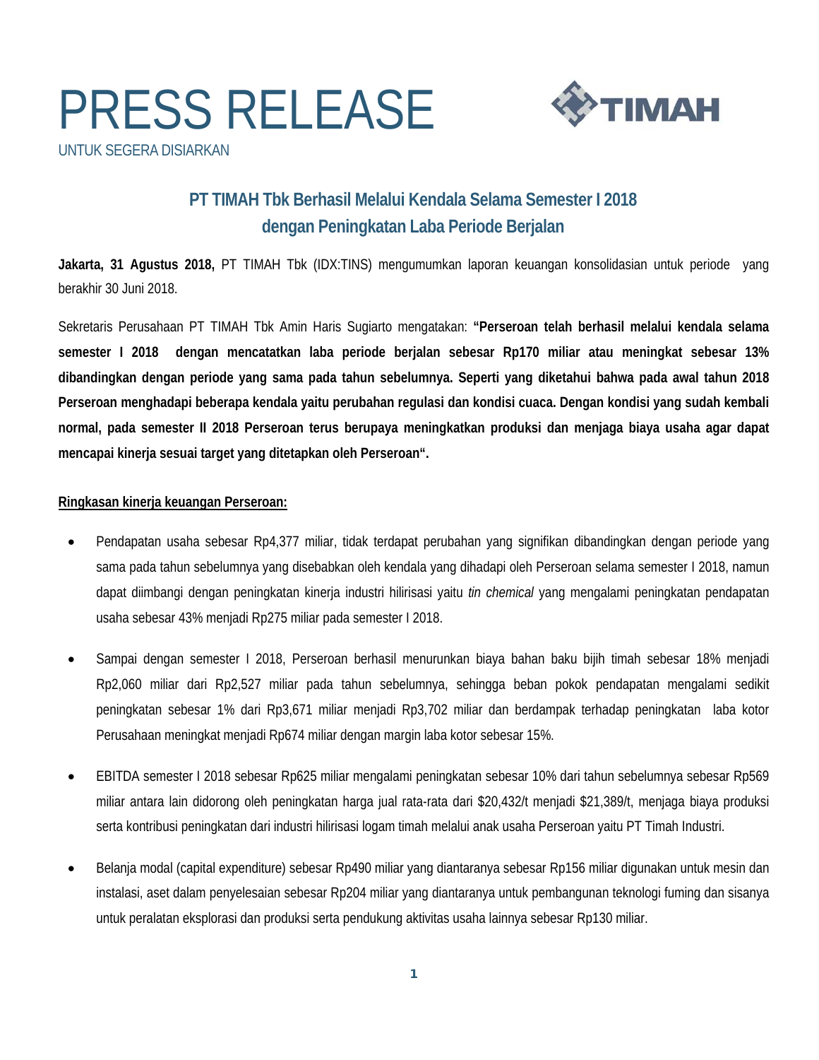# PRESS RELEASE

UNTUK SEGERA DISIARKAN

## PT TIMAH Tbk Berhasil Melalui Kendala Selama Semester I 2018 dengan Peningkatan Laba Periode Berjalan

**Jakarta, 31 Agustus 2018,** PT TIMAH Tbk (IDX:TINS) mengumumkan laporan keuangan konsolidasian untuk periode yang berakhir 30 Juni 2018.

Sekretaris Perusahaan PT TIMAH Tbk Amin Haris Sugiarto mengatakan: **"Perseroan telah berhasil melalui kendala selama semester I 2018 dengan mencatatkan laba periode berjalan sebesar Rp170 miliar atau meningkat sebesar 13% dibandingkan dengan periode yang sama pada tahun sebelumnya. Seperti yang diketahui bahwa pada awal tahun 2018 Perseroan menghadapi beberapa kendala yaitu perubahan regulasi dan kondisi cuaca. Dengan kondisi yang sudah kembali normal, pada semester II 2018 Perseroan terus berupaya meningkatkan produksi dan menjaga biaya usaha agar dapat mencapai kinerja sesuai target yang ditetapkan oleh Perseroan".**

**<u>Ringkasan kinerja keuangan Perseroan:</u>**

- Pendapatan usaha sebesar Rp4,377 miliar, tidak terdapat perubahan yang signifikan dibandingkan dengan periode yang sama pada tahun sebelumnya yang disebabkan oleh kendala yang dihadapi oleh Perseroan selama semester I 2018, namun dapat diimbangi dengan peningkatan kinerja industri hilirisasi yaitu *tin chemical* yang mengalami peningkatan pendapatan usaha sebesar 43% menjadi Rp275 miliar pada semester I 2018.

- Sampai dengan semester I 2018, Perseroan berhasil menurunkan biaya bahan baku bijih timah sebesar 18% menjadi Rp2,060 miliar dari Rp2,527 miliar pada tahun sebelumnya, sehingga beban pokok pendapatan mengalami sedikit peningkatan sebesar 1% dari Rp3,671 miliar menjadi Rp3,702 miliar dan berdampak terhadap peningkatan laba kotor Perusahaan meningkat menjadi Rp674 miliar dengan margin laba kotor sebesar 15%.

- EBITDA semester I 2018 sebesar Rp625 miliar mengalami peningkatan sebesar 10% dari tahun sebelumnya sebesar Rp569 miliar antara lain didorong oleh peningkatan harga jual rata-rata dari $20,432/t menjadi $21,389/t, menjaga biaya produksi serta kontribusi peningkatan dari industri hilirisasi logam timah melalui anak usaha Perseroan yaitu PT Timah Industri.

- Belanja modal (capital expenditure) sebesar Rp490 miliar yang diantaranya sebesar Rp156 miliar digunakan untuk mesin dan instalasi, aset dalam penyelesaian sebesar Rp204 miliar yang diantaranya untuk pembangunan teknologi fuming dan sisanya untuk peralatan eksplorasi dan produksi serta pendukung aktivitas usaha lainnya sebesar Rp130 miliar.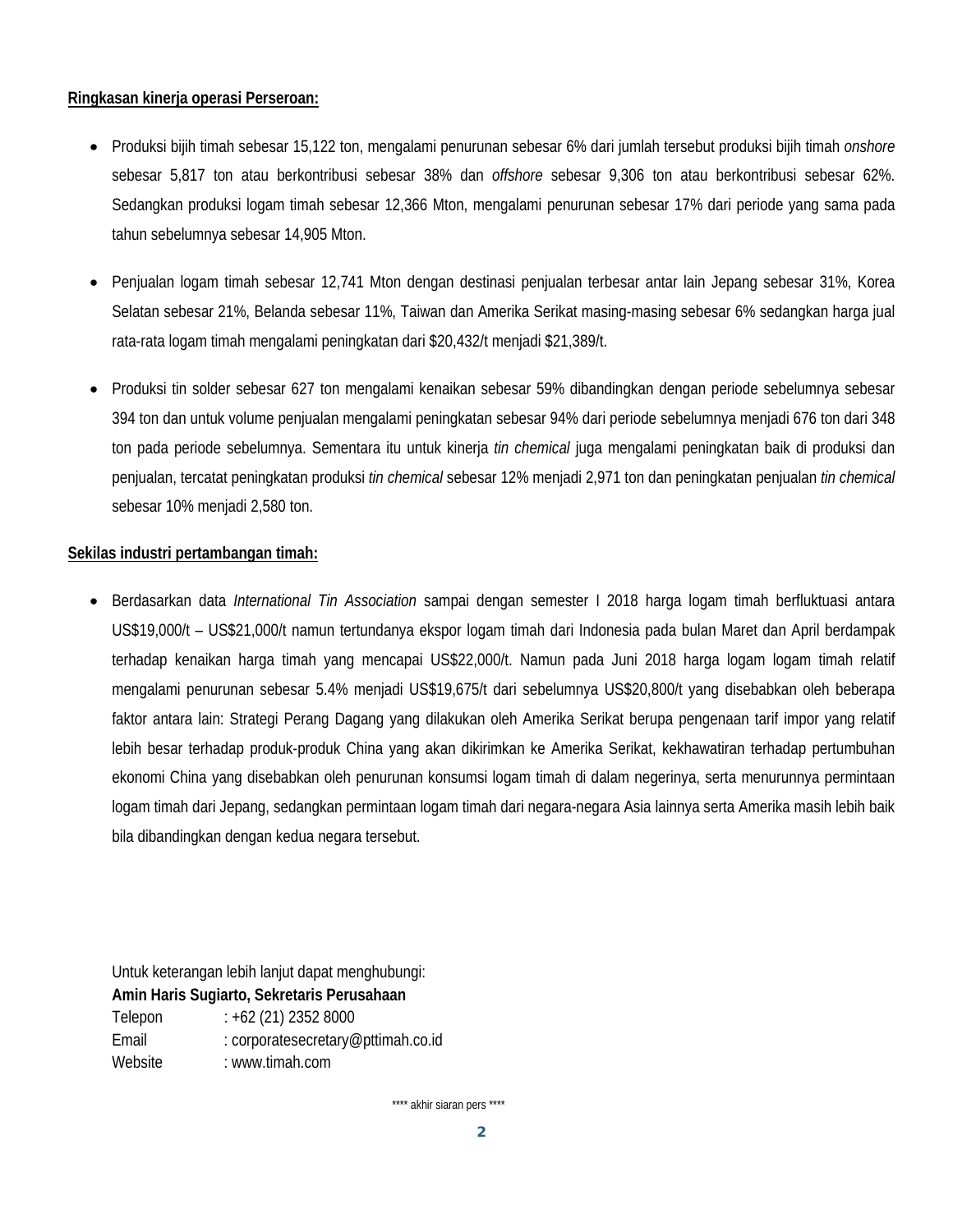**Ringkasan kinerja operasi Perseroan:**

- Produksi bijih timah sebesar 15,122 ton, mengalami penurunan sebesar 6% dari jumlah tersebut produksi bijih timah *onshore* sebesar 5,817 ton atau berkontribusi sebesar 38% dan *offshore* sebesar 9,306 ton atau berkontribusi sebesar 62%. Sedangkan produksi logam timah sebesar 12,366 Mton, mengalami penurunan sebesar 17% dari periode yang sama pada tahun sebelumnya sebesar 14,905 Mton.

- Penjualan logam timah sebesar 12,741 Mton dengan destinasi penjualan terbesar antar lain Jepang sebesar 31%, Korea Selatan sebesar 21%, Belanda sebesar 11%, Taiwan dan Amerika Serikat masing-masing sebesar 6% sedangkan harga jual rata-rata logam timah mengalami peningkatan dari $20,432/t menjadi $21,389/t.

- Produksi tin solder sebesar 627 ton mengalami kenaikan sebesar 59% dibandingkan dengan periode sebelumnya sebesar 394 ton dan untuk volume penjualan mengalami peningkatan sebesar 94% dari periode sebelumnya menjadi 676 ton dari 348 ton pada periode sebelumnya. Sementara itu untuk kinerja *tin chemical* juga mengalami peningkatan baik di produksi dan penjualan, tercatat peningkatan produksi *tin chemical* sebesar 12% menjadi 2,971 ton dan peningkatan penjualan *tin chemical* sebesar 10% menjadi 2,580 ton.

**Sekilas industri pertambangan timah:**

- Berdasarkan data *International Tin Association* sampai dengan semester I 2018 harga logam timah berfluktuasi antara US$19,000/t – US$21,000/t namun tertundanya ekspor logam timah dari Indonesia pada bulan Maret dan April berdampak terhadap kenaikan harga timah yang mencapai US$22,000/t. Namun pada Juni 2018 harga logam logam timah relatif mengalami penurunan sebesar 5.4% menjadi US$19,675/t dari sebelumnya US$20,800/t yang disebabkan oleh beberapa faktor antara lain: Strategi Perang Dagang yang dilakukan oleh Amerika Serikat berupa pengenaan tarif impor yang relatif lebih besar terhadap produk-produk China yang akan dikirimkan ke Amerika Serikat, kekhawatiran terhadap pertumbuhan ekonomi China yang disebabkan oleh penurunan konsumsi logam timah di dalam negerinya, serta menurunnya permintaan logam timah dari Jepang, sedangkan permintaan logam timah dari negara-negara Asia lainnya serta Amerika masih lebih baik bila dibandingkan dengan kedua negara tersebut.

Untuk keterangan lebih lanjut dapat menghubungi:
**Amin Haris Sugiarto, Sekretaris Perusahaan**
Telepon : +62 (21) 2352 8000
Email : corporatesecretary@pttimah.co.id
Website : www.timah.com

**** akhir siaran pers ****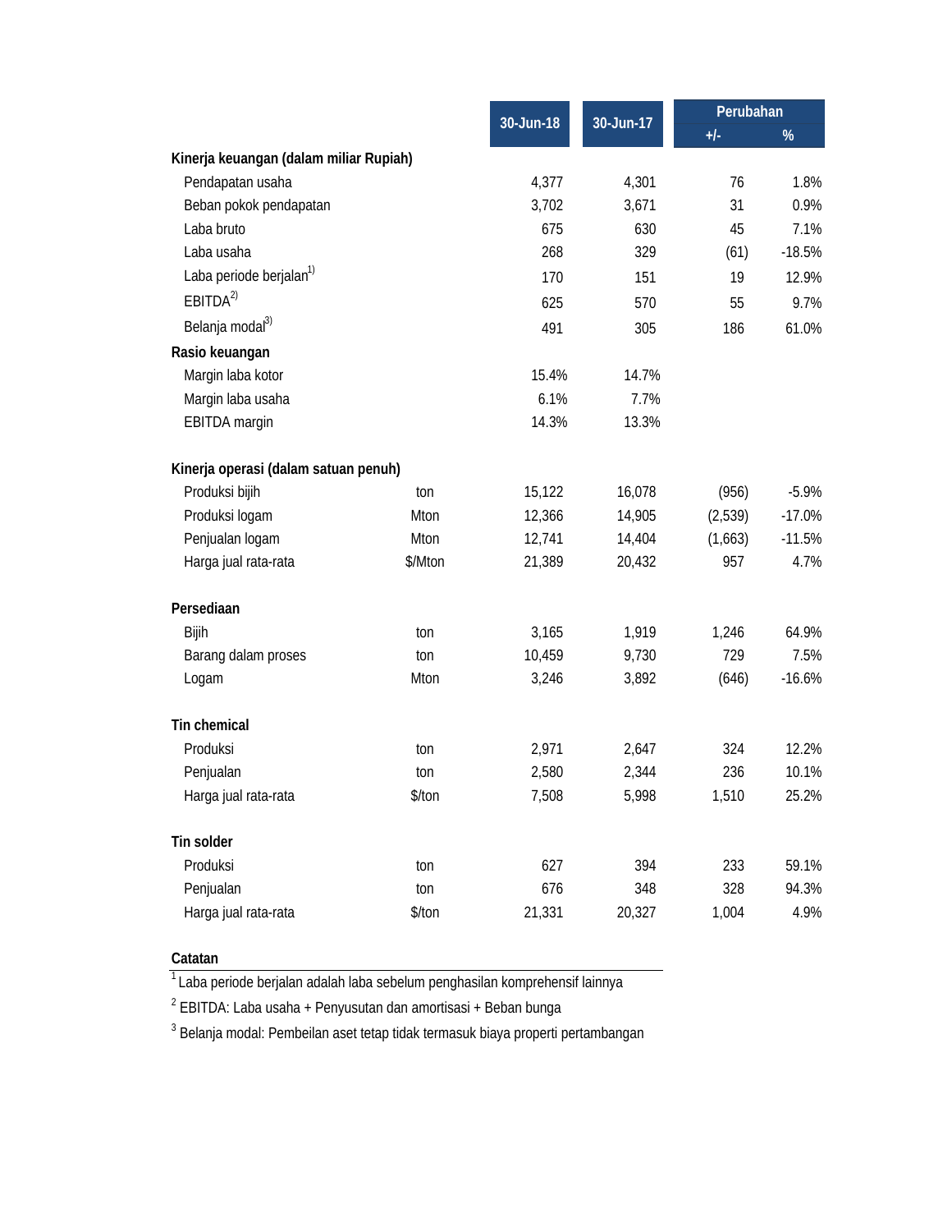| | | 30-Jun-18 | 30-Jun-17 | Perubahan | |
|---|---|---|---|---|---|
| | | | | +/- | % |
| **Kinerja keuangan (dalam miliar Rupiah)** | | | | | |
| Pendapatan usaha | | 4,377 | 4,301 | 76 | 1.8% |
| Beban pokok pendapatan | | 3,702 | 3,671 | 31 | 0.9% |
| Laba bruto | | 675 | 630 | 45 | 7.1% |
| Laba usaha | | 268 | 329 | (61) | -18.5% |
| Laba periode berjalan[1)] | | 170 | 151 | 19 | 12.9% |
| EBITDA[2)] | | 625 | 570 | 55 | 9.7% |
| Belanja modal[3)] | | 491 | 305 | 186 | 61.0% |
| **Rasio keuangan** | | | | | |
| Margin laba kotor | | 15.4% | 14.7% | | |
| Margin laba usaha | | 6.1% | 7.7% | | |
| EBITDA margin | | 14.3% | 13.3% | | |
| | | | | | |
| **Kinerja operasi (dalam satuan penuh)** | | | | | |
| Produksi bijih | ton | 15,122 | 16,078 | (956) | -5.9% |
| Produksi logam | Mton | 12,366 | 14,905 | (2,539) | -17.0% |
| Penjualan logam | Mton | 12,741 | 14,404 | (1,663) | -11.5% |
| Harga jual rata-rata | $/Mton | 21,389 | 20,432 | 957 | 4.7% |
| | | | | | |
| **Persediaan** | | | | | |
| Bijih | ton | 3,165 | 1,919 | 1,246 | 64.9% |
| Barang dalam proses | ton | 10,459 | 9,730 | 729 | 7.5% |
| Logam | Mton | 3,246 | 3,892 | (646) | -16.6% |
| | | | | | |
| **Tin chemical** | | | | | |
| Produksi | ton | 2,971 | 2,647 | 324 | 12.2% |
| Penjualan | ton | 2,580 | 2,344 | 236 | 10.1% |
| Harga jual rata-rata | $/ton | 7,508 | 5,998 | 1,510 | 25.2% |
| | | | | | |
| **Tin solder** | | | | | |
| Produksi | ton | 627 | 394 | 233 | 59.1% |
| Penjualan | ton | 676 | 348 | 328 | 94.3% |
| Harga jual rata-rata | $/ton | 21,331 | 20,327 | 1,004 | 4.9% |

**Catatan**

[1] Laba periode berjalan adalah laba sebelum penghasilan komprehensif lainnya

[2] EBITDA: Laba usaha + Penyusutan dan amortisasi + Beban bunga

[3] Belanja modal: Pembeilan aset tetap tidak termasuk biaya properti pertambangan